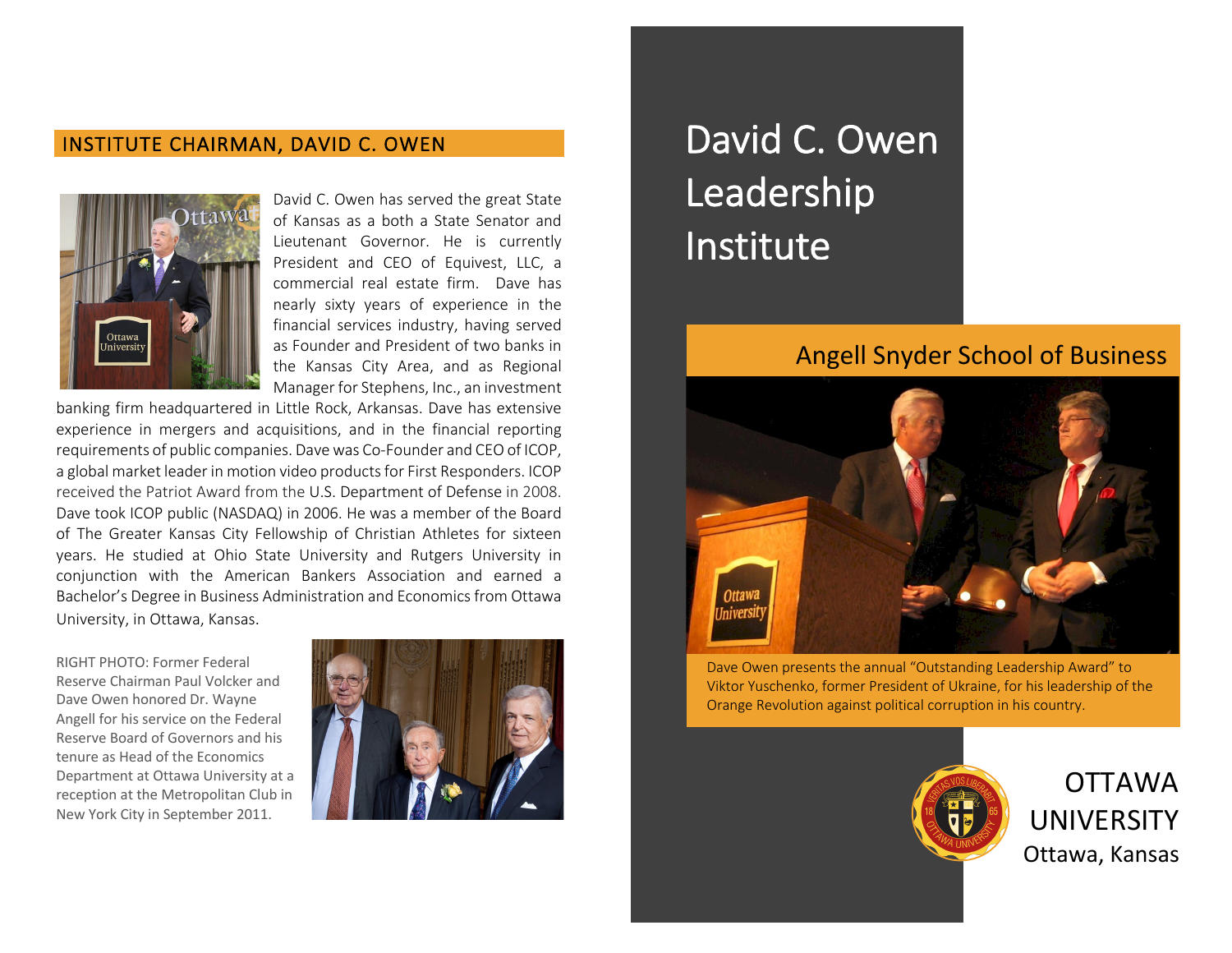## INSTITUTE CHAIRMAN, DAVID C. OWEN

David C. Owen has served the great State of Kansas as a both a State Senator and Lieutenant Governor. He is currently President and CEO of Equivest, LLC, a commercial real estate firm. Dave has nearly sixty years of experience in the financial services industry, having served as Founder and President of two banks in the Kansas City Area, and as Regional Manager for Stephens, Inc., an investment banking firm headquartered in Little Rock, Arkansas. Dave has extensive experience in mergers and acquisitions, and in the financial reporting requirements of public companies. Dave was Co-Founder and CEO of ICOP, a global market leader in motion video products for First Responders. ICOP received the Patriot Award from the U.S. Department of Defense in 2008. Dave took ICOP public (NASDAQ) in 2006. He was a member of the Board of The Greater Kansas City Fellowship of Christian Athletes for sixteen years. He studied at Ohio State University and Rutgers University in conjunction with the American Bankers Association and earned a Bachelor's Degree in Business Administration and Economics from Ottawa University, in Ottawa, Kansas.

RIGHT PHOTO: Former Federal Reserve Chairman Paul Volcker and Dave Owen honored Dr. Wayne Angell for his service on the Federal Reserve Board of Governors and his tenure as Head of the Economics Department at Ottawa University at a reception at the Metropolitan Club in New York City in September 2011.

# David C. Owen Leadership Institute

## Angell Snyder School of Business

Dave Owen presents the annual "Outstanding Leadership Award" to Viktor Yuschenko, former President of Ukraine, for his leadership of the Orange Revolution against political corruption in his country.

OTTAWA UNIVERSITY
Ottawa, Kansas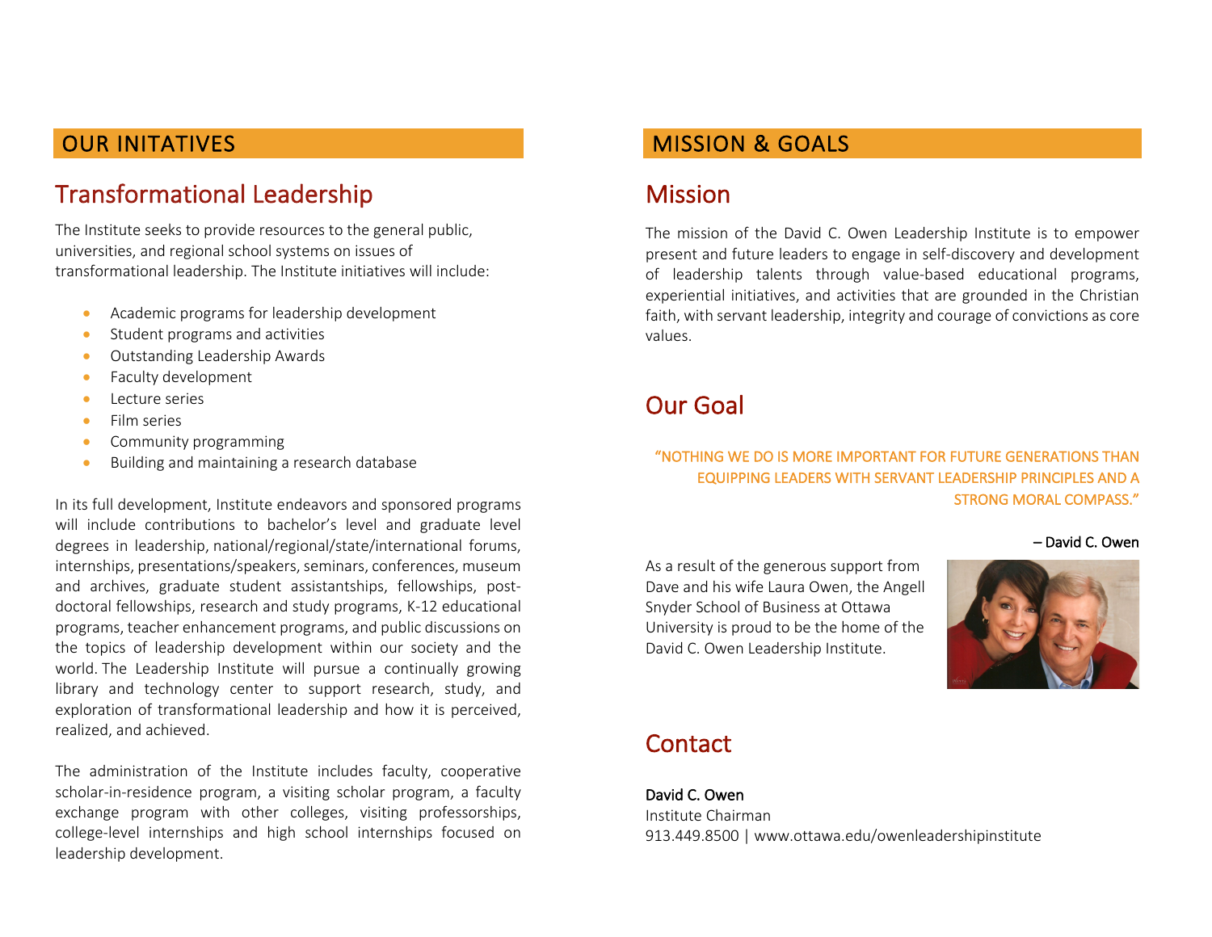## OUR INITATIVES

### Transformational Leadership

The Institute seeks to provide resources to the general public, universities, and regional school systems on issues of transformational leadership. The Institute initiatives will include:

- Academic programs for leadership development
- Student programs and activities
- Outstanding Leadership Awards
- Faculty development
- Lecture series
- Film series
- Community programming
- Building and maintaining a research database

In its full development, Institute endeavors and sponsored programs will include contributions to bachelor's level and graduate level degrees in leadership, national/regional/state/international forums, internships, presentations/speakers, seminars, conferences, museum and archives, graduate student assistantships, fellowships, post-doctoral fellowships, research and study programs, K-12 educational programs, teacher enhancement programs, and public discussions on the topics of leadership development within our society and the world. The Leadership Institute will pursue a continually growing library and technology center to support research, study, and exploration of transformational leadership and how it is perceived, realized, and achieved.

The administration of the Institute includes faculty, cooperative scholar-in-residence program, a visiting scholar program, a faculty exchange program with other colleges, visiting professorships, college-level internships and high school internships focused on leadership development.

## MISSION & GOALS

### Mission

The mission of the David C. Owen Leadership Institute is to empower present and future leaders to engage in self-discovery and development of leadership talents through value-based educational programs, experiential initiatives, and activities that are grounded in the Christian faith, with servant leadership, integrity and courage of convictions as core values.

### Our Goal

"NOTHING WE DO IS MORE IMPORTANT FOR FUTURE GENERATIONS THAN EQUIPPING LEADERS WITH SERVANT LEADERSHIP PRINCIPLES AND A STRONG MORAL COMPASS."

– David C. Owen

As a result of the generous support from Dave and his wife Laura Owen, the Angell Snyder School of Business at Ottawa University is proud to be the home of the David C. Owen Leadership Institute.

### Contact

**David C. Owen**
Institute Chairman
913.449.8500 | www.ottawa.edu/owenleadershipinstitute